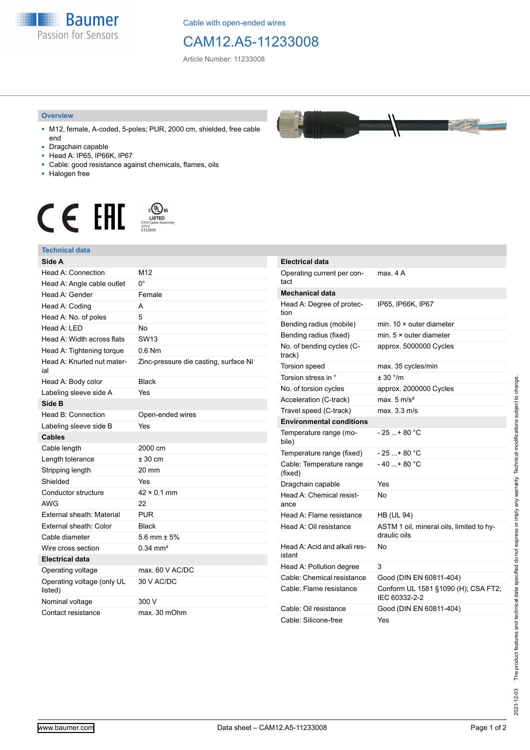Cable with open-ended wires

# CAM12.A5-11233008

Article Number: 11233008

## Overview

- M12, female, A-coded, 5-poles; PUR, 2000 cm, shielded, free cable end
- Dragchain capable
- Head A: IP65, IP66K, IP67
- Cable: good resistance against chemicals, flames, oils
- Halogen free

## Technical data

| Side A | |
|---|---|
| Head A: Connection | M12 |
| Head A: Angle cable outlet | 0° |
| Head A: Gender | Female |
| Head A: Coding | A |
| Head A: No. of poles | 5 |
| Head A: LED | No |
| Head A: Width across flats | SW13 |
| Head A: Tightening torque | 0.6 Nm |
| Head A: Knurled nut material | Zinc-pressure die casting, surface Ni |
| Head A: Body color | Black |
| Labeling sleeve side A | Yes |

| Side B | |
|---|---|
| Head B: Connection | Open-ended wires |
| Labeling sleeve side B | Yes |

| Cables | |
|---|---|
| Cable length | 2000 cm |
| Length tolerance | ± 30 cm |
| Stripping length | 20 mm |
| Shielded | Yes |
| Conductor structure | 42 × 0.1 mm |
| AWG | 22 |
| External sheath: Material | PUR |
| External sheath: Color | Black |
| Cable diameter | 5.6 mm ± 5% |
| Wire cross section | 0.34 mm² |

| Electrical data | |
|---|---|
| Operating voltage | max. 60 V AC/DC |
| Operating voltage (only UL listed) | 30 V AC/DC |
| Nominal voltage | 300 V |
| Contact resistance | max. 30 mOhm |

| Electrical data | |
|---|---|
| Operating current per contact | max. 4 A |

| Mechanical data | |
|---|---|
| Head A: Degree of protection | IP65, IP66K, IP67 |
| Bending radius (mobile) | min. 10 × outer diameter |
| Bending radius (fixed) | min. 5 × outer diameter |
| No. of bending cycles (C-track) | approx. 5000000 Cycles |
| Torsion speed | max. 35 cycles/min |
| Torsion stress in ° | ± 30 °/m |
| No. of torsion cycles | approx. 2000000 Cycles |
| Acceleration (C-track) | max. 5 m/s² |
| Travel speed (C-track) | max. 3.3 m/s |

| Environmental conditions | |
|---|---|
| Temperature range (mobile) | - 25 ...+ 80 °C |
| Temperature range (fixed) | - 25 ...+ 80 °C |
| Cable: Temperature range (fixed) | - 40 ...+ 80 °C |
| Dragchain capable | Yes |
| Head A: Chemical resistance | No |
| Head A: Flame resistance | HB (UL 94) |
| Head A: Oil resistance | ASTM 1 oil, mineral oils, limited to hydraulic oils |
| Head A: Acid and alkali resistant | No |
| Head A: Pollution degree | 3 |
| Cable: Chemical resistance | Good (DIN EN 60811-404) |
| Cable: Flame resistance | Conform UL 1581 §1090 (H); CSA FT2; IEC 60332-2-2 |
| Cable: Oil resistance | Good (DIN EN 60811-404) |
| Cable: Silicone-free | Yes |

2021-12-03 The product features and technical data specified do not express or imply any warranty. Technical modifications subject to change.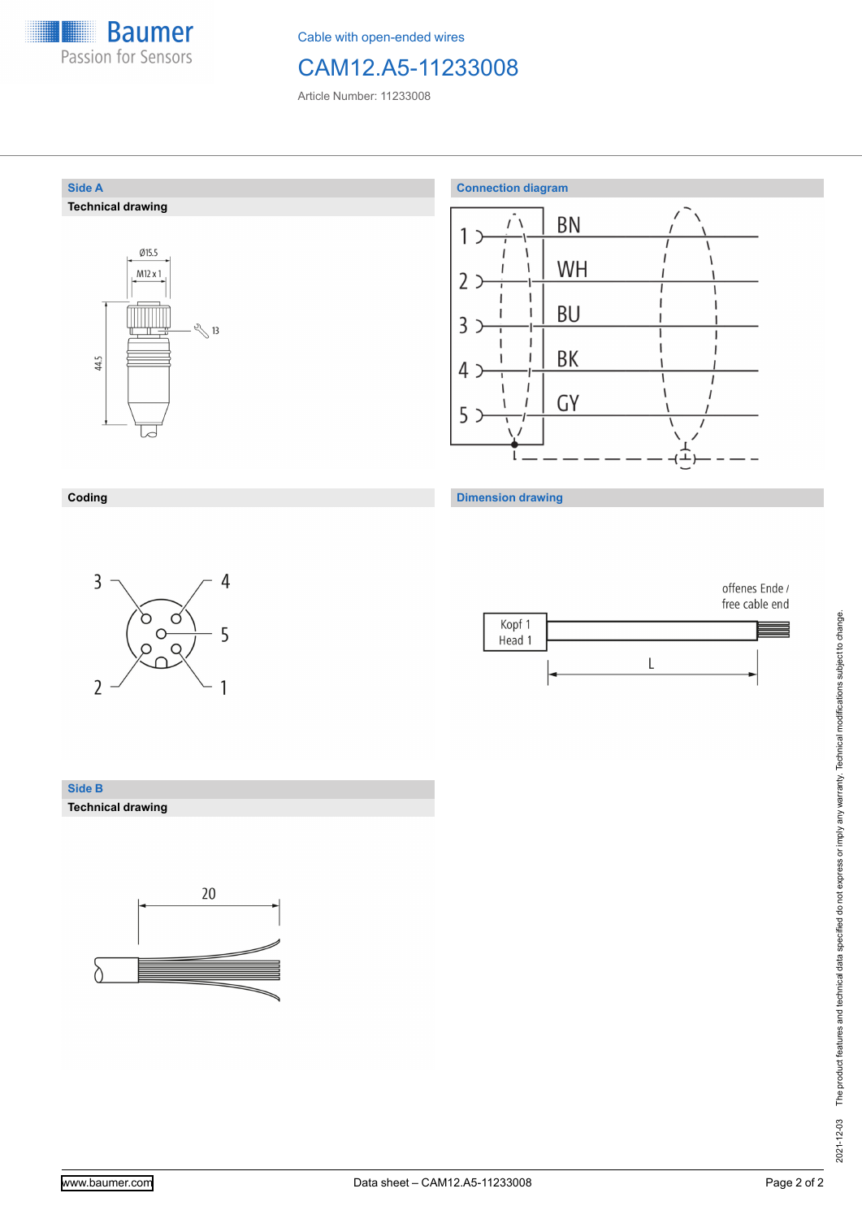Cable with open-ended wires

# CAM12.A5-11233008

Article Number: 11233008

## Side A

### Technical drawing

Ø15.5

M12 x 1

13

44.5

## Connection diagram

1 BN

2 WH

3 BU

4 BK

5 GY

### Coding

3 4

5

2 1

## Dimension drawing

offenes Ende /
free cable end

Kopf 1
Head 1

L

## Side B

### Technical drawing

20

The product features and technical data specified do not express or imply any warranty. Technical modifications subject to change.

2021-12-03

www.baumer.com

Data sheet – CAM12.A5-11233008